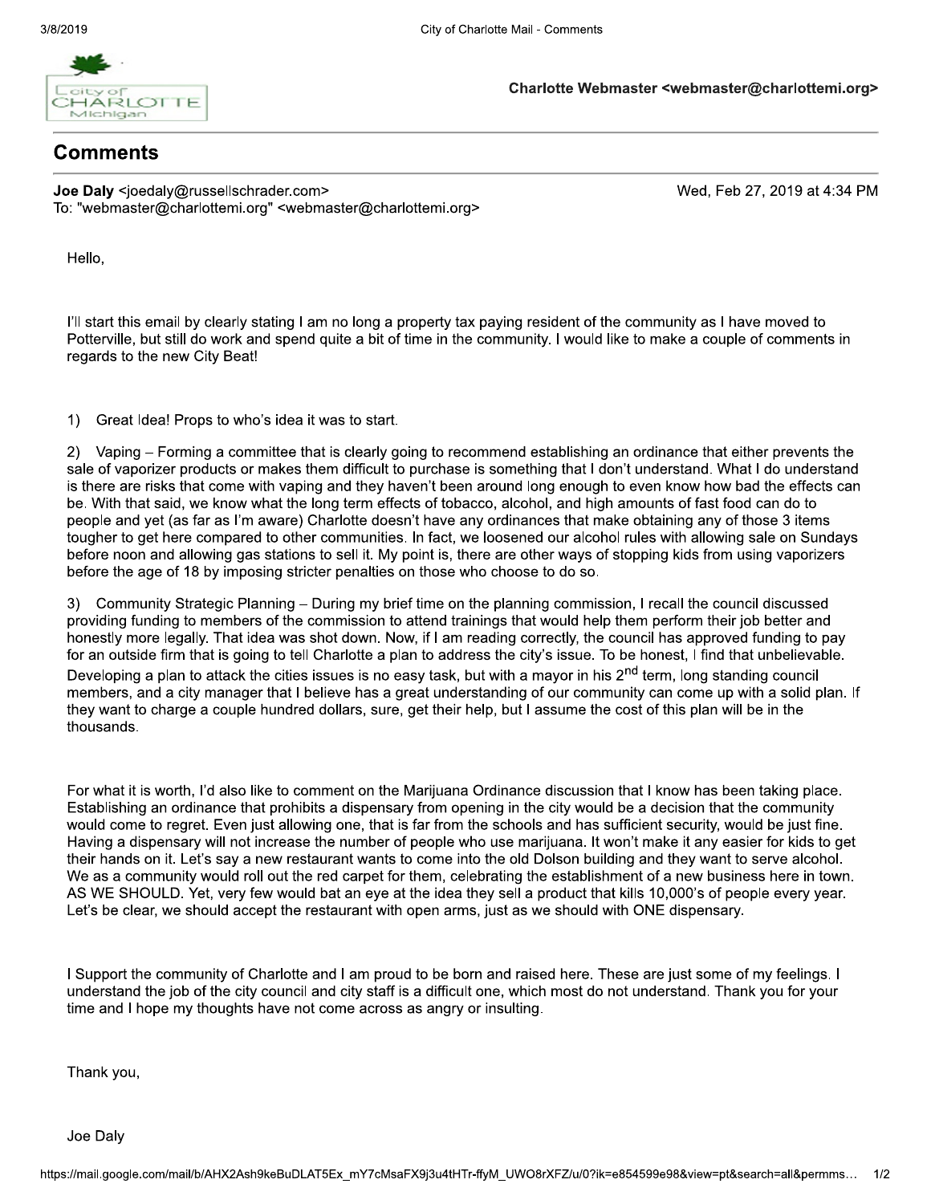Charlotte Webmaster <webmaster@charlottemi.org>

## Comments

**Joe Daly** <joedaly@russellschrader.com>
To: "webmaster@charlottemi.org" <webmaster@charlottemi.org>

Wed, Feb 27, 2019 at 4:34 PM

Hello,

I'll start this email by clearly stating I am no long a property tax paying resident of the community as I have moved to Potterville, but still do work and spend quite a bit of time in the community. I would like to make a couple of comments in regards to the new City Beat!

1) Great Idea! Props to who's idea it was to start.

2) Vaping – Forming a committee that is clearly going to recommend establishing an ordinance that either prevents the sale of vaporizer products or makes them difficult to purchase is something that I don't understand. What I do understand is there are risks that come with vaping and they haven't been around long enough to even know how bad the effects can be. With that said, we know what the long term effects of tobacco, alcohol, and high amounts of fast food can do to people and yet (as far as I'm aware) Charlotte doesn't have any ordinances that make obtaining any of those 3 items tougher to get here compared to other communities. In fact, we loosened our alcohol rules with allowing sale on Sundays before noon and allowing gas stations to sell it. My point is, there are other ways of stopping kids from using vaporizers before the age of 18 by imposing stricter penalties on those who choose to do so.

3) Community Strategic Planning – During my brief time on the planning commission, I recall the council discussed providing funding to members of the commission to attend trainings that would help them perform their job better and honestly more legally. That idea was shot down. Now, if I am reading correctly, the council has approved funding to pay for an outside firm that is going to tell Charlotte a plan to address the city's issue. To be honest, I find that unbelievable. Developing a plan to attack the cities issues is no easy task, but with a mayor in his 2nd term, long standing council members, and a city manager that I believe has a great understanding of our community can come up with a solid plan. If they want to charge a couple hundred dollars, sure, get their help, but I assume the cost of this plan will be in the thousands.

For what it is worth, I'd also like to comment on the Marijuana Ordinance discussion that I know has been taking place. Establishing an ordinance that prohibits a dispensary from opening in the city would be a decision that the community would come to regret. Even just allowing one, that is far from the schools and has sufficient security, would be just fine. Having a dispensary will not increase the number of people who use marijuana. It won't make it any easier for kids to get their hands on it. Let's say a new restaurant wants to come into the old Dolson building and they want to serve alcohol. We as a community would roll out the red carpet for them, celebrating the establishment of a new business here in town. AS WE SHOULD. Yet, very few would bat an eye at the idea they sell a product that kills 10,000's of people every year. Let's be clear, we should accept the restaurant with open arms, just as we should with ONE dispensary.

I Support the community of Charlotte and I am proud to be born and raised here. These are just some of my feelings. I understand the job of the city council and city staff is a difficult one, which most do not understand. Thank you for your time and I hope my thoughts have not come across as angry or insulting.

Thank you,

Joe Daly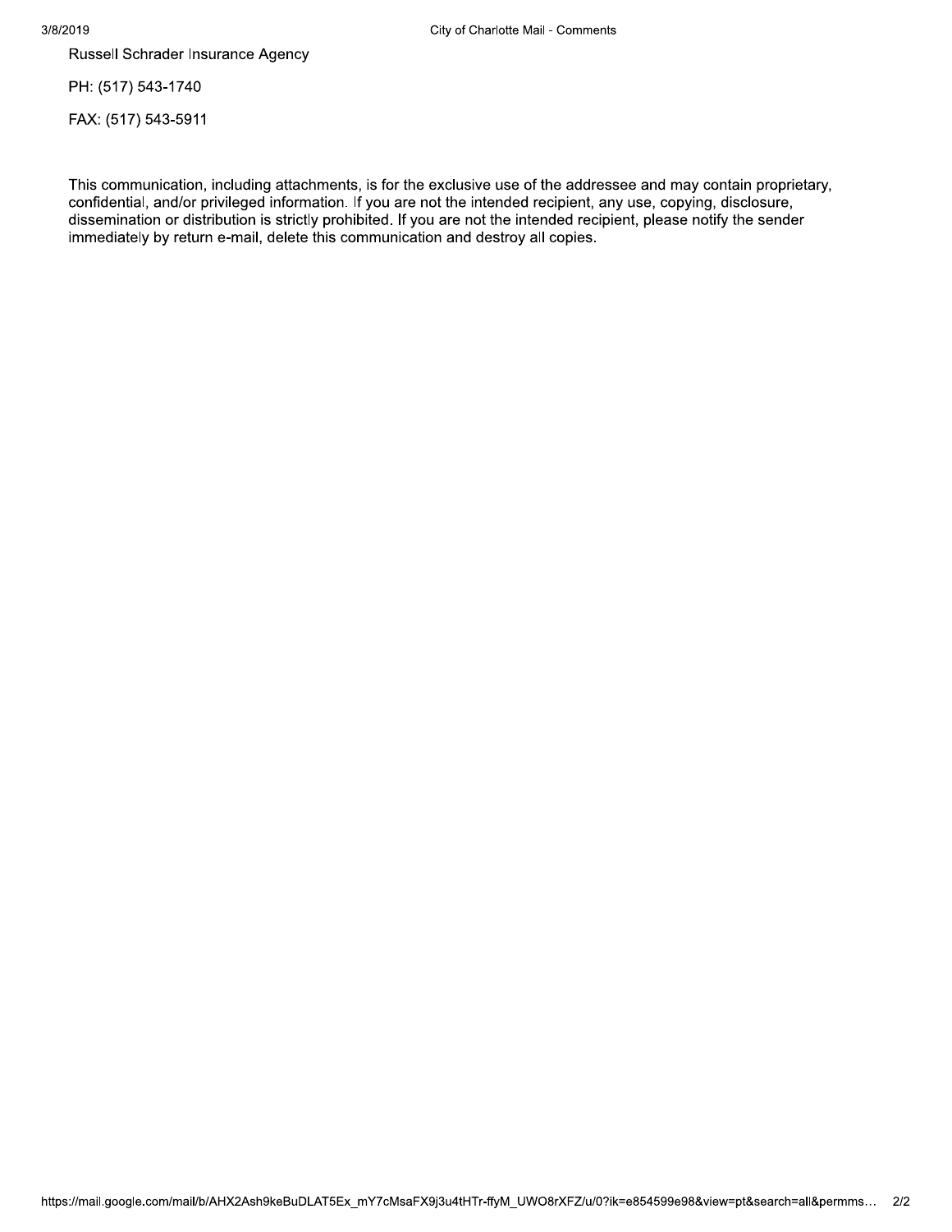Russell Schrader Insurance Agency

PH: (517) 543-1740

FAX: (517) 543-5911

This communication, including attachments, is for the exclusive use of the addressee and may contain proprietary, confidential, and/or privileged information. If you are not the intended recipient, any use, copying, disclosure, dissemination or distribution is strictly prohibited. If you are not the intended recipient, please notify the sender immediately by return e-mail, delete this communication and destroy all copies.